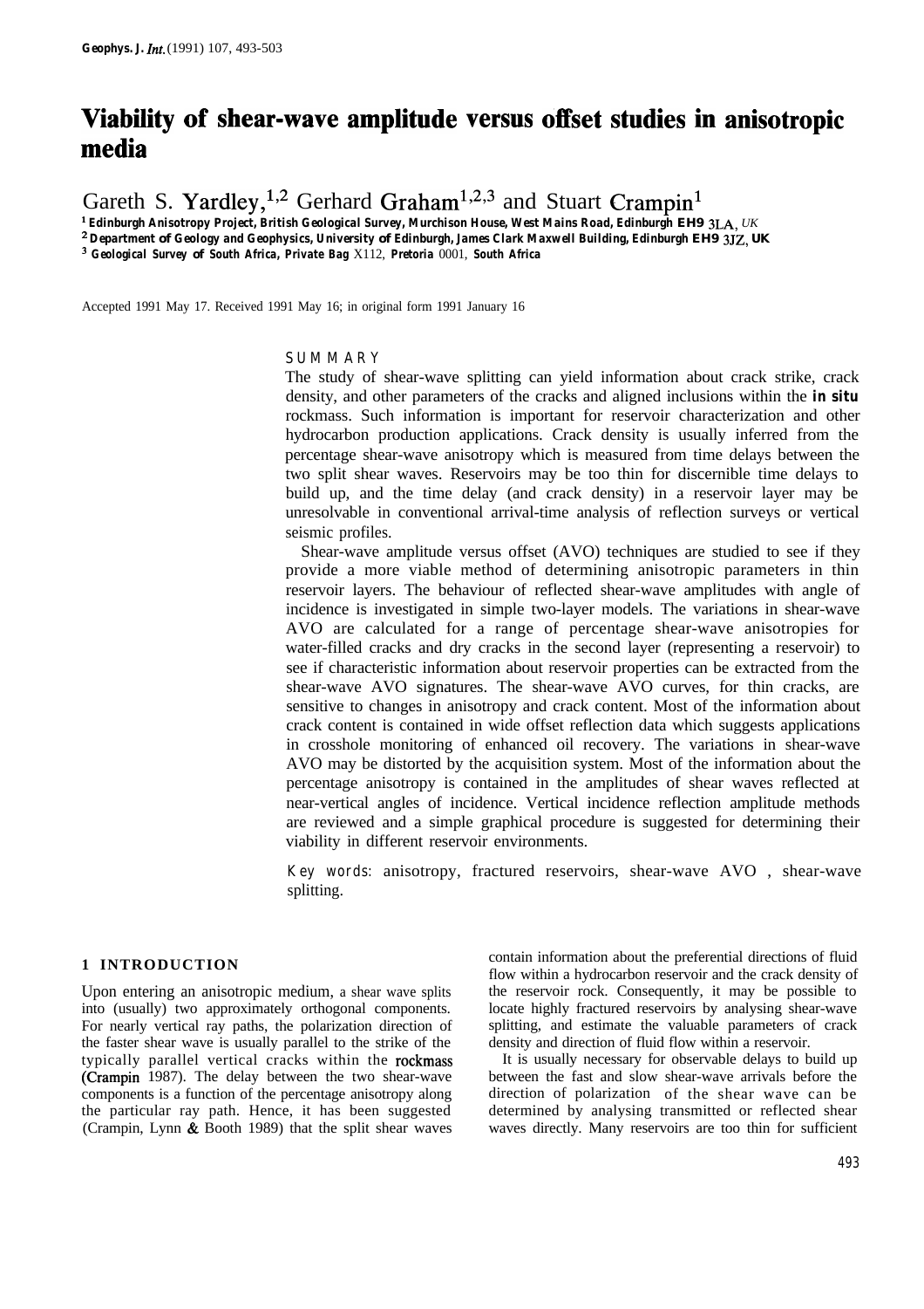# Viability of shear-wave amplitude versus offset studies in anisotropic media

Gareth S. Yardley,[1,2] Gerhard Graham[1,2,3] and Stuart Crampin[1]

[1] Edinburgh Anisotropy Project, British Geological Survey, Murchison House, West Mains Road, Edinburgh EH9 3LA, UK

[2] Department of Geology and Geophysics, University of Edinburgh, James Clark Maxwell Building, Edinburgh EH9 3JZ, UK

[3] Geological Survey of South Africa, Private Bag X112, Pretoria 0001, South Africa

Accepted 1991 May 17. Received 1991 May 16; in original form 1991 January 16

## SUMMARY

The study of shear-wave splitting can yield information about crack strike, crack density, and other parameters of the cracks and aligned inclusions within the *in situ* rockmass. Such information is important for reservoir characterization and other hydrocarbon production applications. Crack density is usually inferred from the percentage shear-wave anisotropy which is measured from time delays between the two split shear waves. Reservoirs may be too thin for discernible time delays to build up, and the time delay (and crack density) in a reservoir layer may be unresolvable in conventional arrival-time analysis of reflection surveys or vertical seismic profiles.

Shear-wave amplitude versus offset (AVO) techniques are studied to see if they provide a more viable method of determining anisotropic parameters in thin reservoir layers. The behaviour of reflected shear-wave amplitudes with angle of incidence is investigated in simple two-layer models. The variations in shear-wave AVO are calculated for a range of percentage shear-wave anisotropies for water-filled cracks and dry cracks in the second layer (representing a reservoir) to see if characteristic information about reservoir properties can be extracted from the shear-wave AVO signatures. The shear-wave AVO curves, for thin cracks, are sensitive to changes in anisotropy and crack content. Most of the information about crack content is contained in wide offset reflection data which suggests applications in crosshole monitoring of enhanced oil recovery. The variations in shear-wave AVO may be distorted by the acquisition system. Most of the information about the percentage anisotropy is contained in the amplitudes of shear waves reflected at near-vertical angles of incidence. Vertical incidence reflection amplitude methods are reviewed and a simple graphical procedure is suggested for determining their viability in different reservoir environments.

Key words: anisotropy, fractured reservoirs, shear-wave AVO, shear-wave splitting.

## 1 INTRODUCTION

Upon entering an anisotropic medium, a shear wave splits into (usually) two approximately orthogonal components. For nearly vertical ray paths, the polarization direction of the faster shear wave is usually parallel to the strike of the typically parallel vertical cracks within the rockmass (Crampin 1987). The delay between the two shear-wave components is a function of the percentage anisotropy along the particular ray path. Hence, it has been suggested (Crampin, Lynn & Booth 1989) that the split shear waves contain information about the preferential directions of fluid flow within a hydrocarbon reservoir and the crack density of the reservoir rock. Consequently, it may be possible to locate highly fractured reservoirs by analysing shear-wave splitting, and estimate the valuable parameters of crack density and direction of fluid flow within a reservoir.

It is usually necessary for observable delays to build up between the fast and slow shear-wave arrivals before the direction of polarization of the shear wave can be determined by analysing transmitted or reflected shear waves directly. Many reservoirs are too thin for sufficient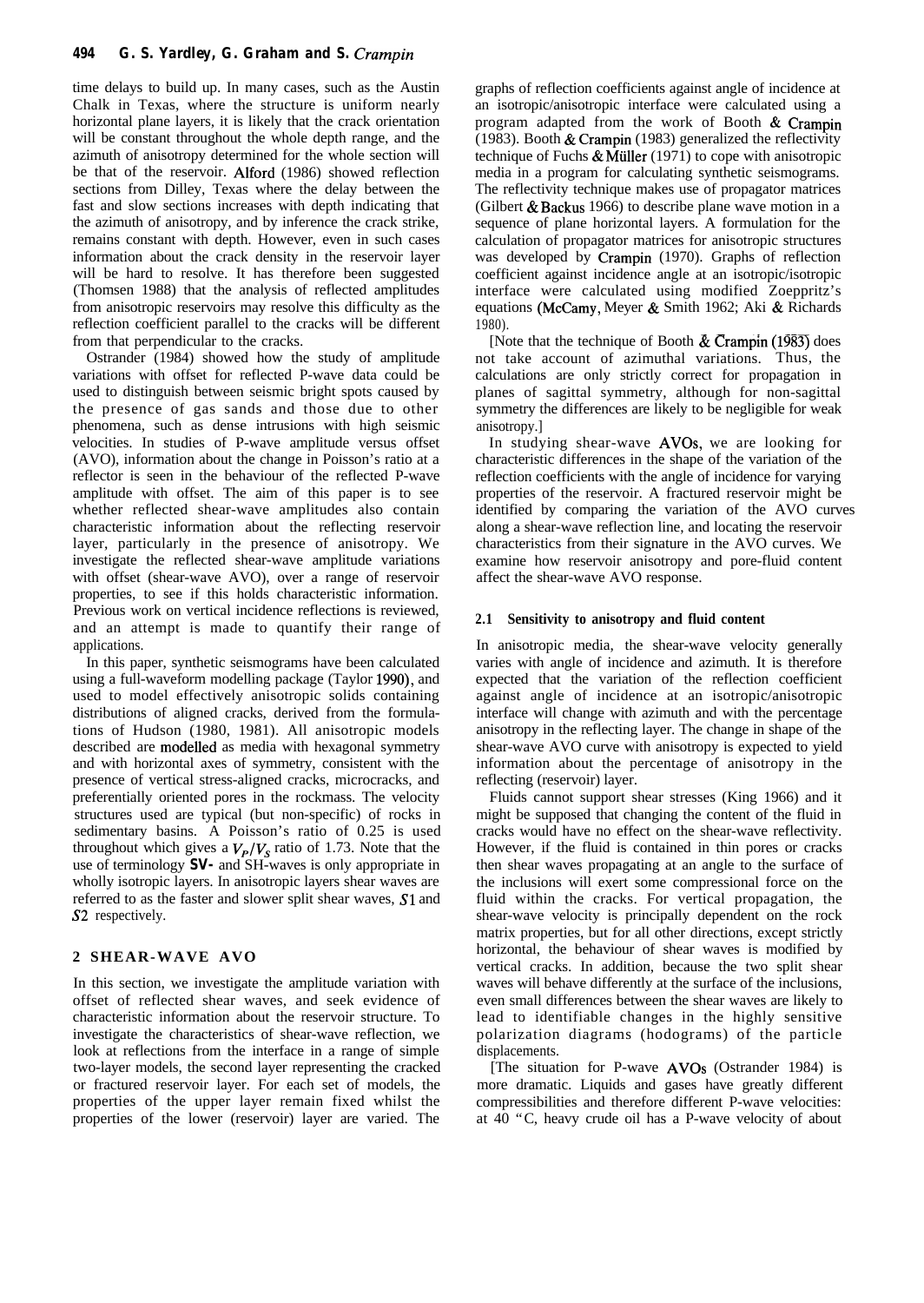time delays to build up. In many cases, such as the Austin Chalk in Texas, where the structure is uniform nearly horizontal plane layers, it is likely that the crack orientation will be constant throughout the whole depth range, and the azimuth of anisotropy determined for the whole section will be that of the reservoir. Alford (1986) showed reflection sections from Dilley, Texas where the delay between the fast and slow sections increases with depth indicating that the azimuth of anisotropy, and by inference the crack strike, remains constant with depth. However, even in such cases information about the crack density in the reservoir layer will be hard to resolve. It has therefore been suggested (Thomsen 1988) that the analysis of reflected amplitudes from anisotropic reservoirs may resolve this difficulty as the reflection coefficient parallel to the cracks will be different from that perpendicular to the cracks.

Ostrander (1984) showed how the study of amplitude variations with offset for reflected P-wave data could be used to distinguish between seismic bright spots caused by the presence of gas sands and those due to other phenomena, such as dense intrusions with high seismic velocities. In studies of P-wave amplitude versus offset (AVO), information about the change in Poisson's ratio at a reflector is seen in the behaviour of the reflected P-wave amplitude with offset. The aim of this paper is to see whether reflected shear-wave amplitudes also contain characteristic information about the reflecting reservoir layer, particularly in the presence of anisotropy. We investigate the reflected shear-wave amplitude variations with offset (shear-wave AVO), over a range of reservoir properties, to see if this holds characteristic information. Previous work on vertical incidence reflections is reviewed, and an attempt is made to quantify their range of applications.

In this paper, synthetic seismograms have been calculated using a full-waveform modelling package (Taylor 1990), and used to model effectively anisotropic solids containing distributions of aligned cracks, derived from the formulations of Hudson (1980, 1981). All anisotropic models described are modelled as media with hexagonal symmetry and with horizontal axes of symmetry, consistent with the presence of vertical stress-aligned cracks, microcracks, and preferentially oriented pores in the rockmass. The velocity structures used are typical (but non-specific) of rocks in sedimentary basins. A Poisson's ratio of 0.25 is used throughout which gives a $V_P/V_S$ ratio of 1.73. Note that the use of terminology SV- and SH-waves is only appropriate in wholly isotropic layers. In anisotropic layers shear waves are referred to as the faster and slower split shear waves, $S1$ and $S2$ respectively.

## 2 SHEAR-WAVE AVO

In this section, we investigate the amplitude variation with offset of reflected shear waves, and seek evidence of characteristic information about the reservoir structure. To investigate the characteristics of shear-wave reflection, we look at reflections from the interface in a range of simple two-layer models, the second layer representing the cracked or fractured reservoir layer. For each set of models, the properties of the upper layer remain fixed whilst the properties of the lower (reservoir) layer are varied. The graphs of reflection coefficients against angle of incidence at an isotropic/anisotropic interface were calculated using a program adapted from the work of Booth & Crampin (1983). Booth & Crampin (1983) generalized the reflectivity technique of Fuchs & Müller (1971) to cope with anisotropic media in a program for calculating synthetic seismograms. The reflectivity technique makes use of propagator matrices (Gilbert & Backus 1966) to describe plane wave motion in a sequence of plane horizontal layers. A formulation for the calculation of propagator matrices for anisotropic structures was developed by Crampin (1970). Graphs of reflection coefficient against incidence angle at an isotropic/isotropic interface were calculated using modified Zoeppritz's equations (McCamy, Meyer & Smith 1962; Aki & Richards 1980).

[Note that the technique of Booth & Crampin (1983) does not take account of azimuthal variations. Thus, the calculations are only strictly correct for propagation in planes of sagittal symmetry, although for non-sagittal symmetry the differences are likely to be negligible for weak anisotropy.]

In studying shear-wave AVOs, we are looking for characteristic differences in the shape of the variation of the reflection coefficients with the angle of incidence for varying properties of the reservoir. A fractured reservoir might be identified by comparing the variation of the AVO curves along a shear-wave reflection line, and locating the reservoir characteristics from their signature in the AVO curves. We examine how reservoir anisotropy and pore-fluid content affect the shear-wave AVO response.

### 2.1 Sensitivity to anisotropy and fluid content

In anisotropic media, the shear-wave velocity generally varies with angle of incidence and azimuth. It is therefore expected that the variation of the reflection coefficient against angle of incidence at an isotropic/anisotropic interface will change with azimuth and with the percentage anisotropy in the reflecting layer. The change in shape of the shear-wave AVO curve with anisotropy is expected to yield information about the percentage of anisotropy in the reflecting (reservoir) layer.

Fluids cannot support shear stresses (King 1966) and it might be supposed that changing the content of the fluid in cracks would have no effect on the shear-wave reflectivity. However, if the fluid is contained in thin pores or cracks then shear waves propagating at an angle to the surface of the inclusions will exert some compressional force on the fluid within the cracks. For vertical propagation, the shear-wave velocity is principally dependent on the rock matrix properties, but for all other directions, except strictly horizontal, the behaviour of shear waves is modified by vertical cracks. In addition, because the two split shear waves will behave differently at the surface of the inclusions, even small differences between the shear waves are likely to lead to identifiable changes in the highly sensitive polarization diagrams (hodograms) of the particle displacements.

[The situation for P-wave AVOs (Ostrander 1984) is more dramatic. Liquids and gases have greatly different compressibilities and therefore different P-wave velocities: at 40 °C, heavy crude oil has a P-wave velocity of about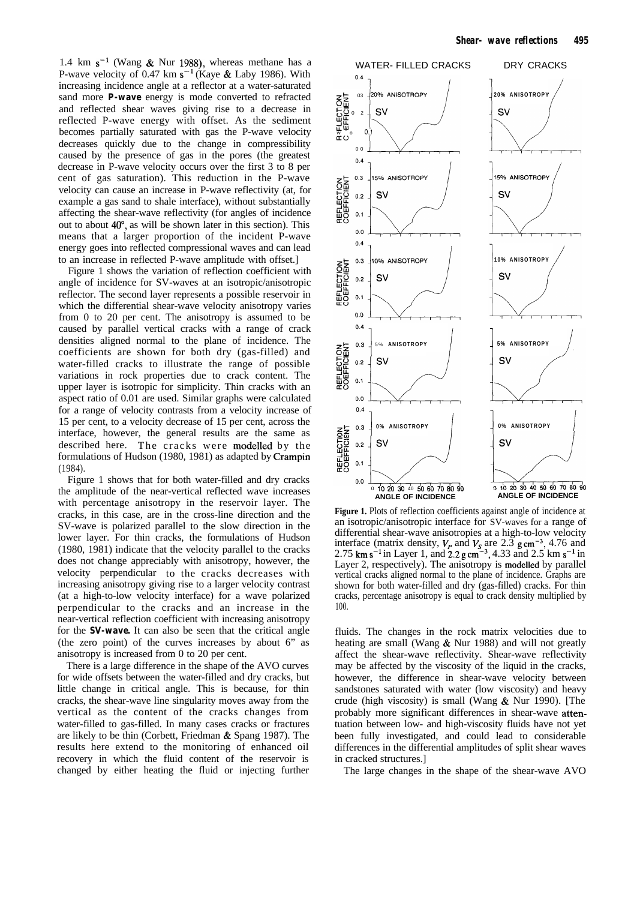1.4 km $s^{-1}$ (Wang & Nur 1988), whereas methane has a P-wave velocity of 0.47 km $s^{-1}$ (Kaye & Laby 1986). With increasing incidence angle at a reflector at a water-saturated sand more **P-wave** energy is mode converted to refracted and reflected shear waves giving rise to a decrease in reflected P-wave energy with offset. As the sediment becomes partially saturated with gas the P-wave velocity decreases quickly due to the change in compressibility caused by the presence of gas in the pores (the greatest decrease in P-wave velocity occurs over the first 3 to 8 per cent of gas saturation). This reduction in the P-wave velocity can cause an increase in P-wave reflectivity (at, for example a gas sand to shale interface), without substantially affecting the shear-wave reflectivity (for angles of incidence out to about 40°, as will be shown later in this section). This means that a larger proportion of the incident P-wave energy goes into reflected compressional waves and can lead to an increase in reflected P-wave amplitude with offset.]

Figure 1 shows the variation of reflection coefficient with angle of incidence for SV-waves at an isotropic/anisotropic reflector. The second layer represents a possible reservoir in which the differential shear-wave velocity anisotropy varies from 0 to 20 per cent. The anisotropy is assumed to be caused by parallel vertical cracks with a range of crack densities aligned normal to the plane of incidence. The coefficients are shown for both dry (gas-filled) and water-filled cracks to illustrate the range of possible variations in rock properties due to crack content. The upper layer is isotropic for simplicity. Thin cracks with an aspect ratio of 0.01 are used. Similar graphs were calculated for a range of velocity contrasts from a velocity increase of 15 per cent, to a velocity decrease of 15 per cent across the interface, however, the general results are the same as described here. The cracks were modelled by the formulations of Hudson (1980, 1981) as adapted by Crampin (1984).

Figure 1 shows that for both water-filled and dry cracks the amplitude of the near-vertical reflected wave increases with percentage anisotropy in the reservoir layer. The cracks, in this case, are in the cross-line direction and the SV-wave is polarized parallel to the slow direction in the lower layer. For thin cracks, the formulations of Hudson (1980, 1981) indicate that the velocity parallel to the cracks does not change appreciably with anisotropy, however, the velocity perpendicular to the cracks decreases with increasing anisotropy giving rise to a larger velocity contrast (at a high-to-low velocity interface) for a wave polarized perpendicular to the cracks and an increase in the near-vertical reflection coefficient with increasing anisotropy for the **SV-wave.** It can also be seen that the critical angle (the zero point) of the curves increases by about 6° as anisotropy is increased from 0 to 20 per cent.

There is a large difference in the shape of the AVO curves for wide offsets between the water-filled and dry cracks, but little change in critical angle. This is because, for thin cracks, the shear-wave line singularity moves away from the vertical as the content of the cracks changes from water-filled to gas-filled. In many cases cracks or fractures are likely to be thin (Corbett, Friedman & Spang 1987). The results here extend to the monitoring of enhanced oil recovery in which the fluid content of the reservoir is changed by either heating the fluid or injecting further

**Figure 1.** Plots of reflection coefficients against angle of incidence at an isotropic/anisotropic interface for SV-waves for a range of differential shear-wave anisotropies at a high-to-low velocity interface (matrix density, $V_P$ and $V_S$ are 2.3 g $cm^{-3}$, 4.76 and 2.75 km $s^{-1}$ in Layer 1, and 2.2 g $cm^{-3}$, 4.33 and 2.5 km $s^{-1}$ in Layer 2, respectively). The anisotropy is modelled by parallel vertical cracks aligned normal to the plane of incidence. Graphs are shown for both water-filled and dry (gas-filled) cracks. For thin cracks, percentage anisotropy is equal to crack density multiplied by 100.

fluids. The changes in the rock matrix velocities due to heating are small (Wang & Nur 1988) and will not greatly affect the shear-wave reflectivity. Shear-wave reflectivity may be affected by the viscosity of the liquid in the cracks, however, the difference in shear-wave velocity between sandstones saturated with water (low viscosity) and heavy crude (high viscosity) is small (Wang & Nur 1990). [The probably more significant differences in shear-wave attenuation between low- and high-viscosity fluids have not yet been fully investigated, and could lead to considerable differences in the differential amplitudes of split shear waves in cracked structures.]

The large changes in the shape of the shear-wave AVO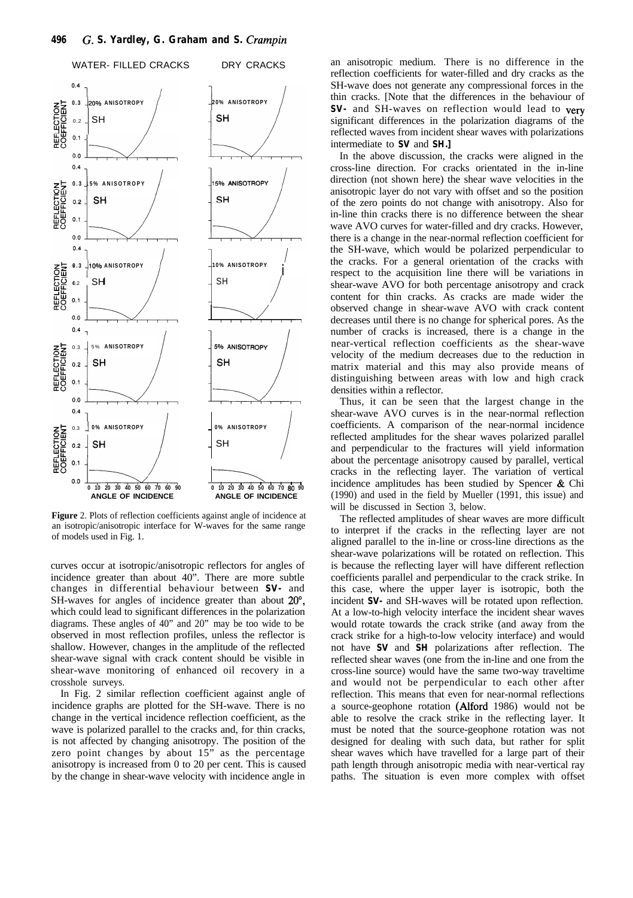WATER- FILLED CRACKS

DRY CRACKS

REFLECTION COEFFICIENT

0.4
0.3
0.2
0.1
0.0

20% ANISOTROPY
SH

20% ANISOTROPY
SH

15% ANISOTROPY
SH

15% ANISOTROPY
SH

10% ANISOTROPY
SH

10% ANISOTROPY
SH

5% ANISOTROPY
SH

5% ANISOTROPY
SH

0% ANISOTROPY
SH

0% ANISOTROPY
SH

0 10 20 30 40 50 60 70 80 90
ANGLE OF INCIDENCE

0 10 20 30 40 50 60 70 80 90
ANGLE OF INCIDENCE

**Figure** 2. Plots of reflection coefficients against angle of incidence at an isotropic/anisotropic interface for W-waves for the same range of models used in Fig. 1.

curves occur at isotropic/anisotropic reflectors for angles of incidence greater than about 40". There are more subtle changes in differential behaviour between **SV-** and SH-waves for angles of incidence greater than about 20°, which could lead to significant differences in the polarization diagrams. These angles of 40" and 20" may be too wide to be observed in most reflection profiles, unless the reflector is shallow. However, changes in the amplitude of the reflected shear-wave signal with crack content should be visible in shear-wave monitoring of enhanced oil recovery in a crosshole surveys.

In Fig. 2 similar reflection coefficient against angle of incidence graphs are plotted for the SH-wave. There is no change in the vertical incidence reflection coefficient, as the wave is polarized parallel to the cracks and, for thin cracks, is not affected by changing anisotropy. The position of the zero point changes by about 15" as the percentage anisotropy is increased from 0 to 20 per cent. This is caused by the change in shear-wave velocity with incidence angle in an anisotropic medium. There is no difference in the reflection coefficients for water-filled and dry cracks as the SH-wave does not generate any compressional forces in the thin cracks. [Note that the differences in the behaviour of **SV-** and SH-waves on reflection would lead to very significant differences in the polarization diagrams of the reflected waves from incident shear waves with polarizations intermediate to **SV** and **SH**.]

In the above discussion, the cracks were aligned in the cross-line direction. For cracks orientated in the in-line direction (not shown here) the shear wave velocities in the anisotropic layer do not vary with offset and so the position of the zero points do not change with anisotropy. Also for in-line thin cracks there is no difference between the shear wave AVO curves for water-filled and dry cracks. However, there is a change in the near-normal reflection coefficient for the SH-wave, which would be polarized perpendicular to the cracks. For a general orientation of the cracks with respect to the acquisition line there will be variations in shear-wave AVO for both percentage anisotropy and crack content for thin cracks. As cracks are made wider the observed change in shear-wave AVO with crack content decreases until there is no change for spherical pores. As the number of cracks is increased, there is a change in the near-vertical reflection coefficients as the shear-wave velocity of the medium decreases due to the reduction in matrix material and this may also provide means of distinguishing between areas with low and high crack densities within a reflector.

Thus, it can be seen that the largest change in the shear-wave AVO curves is in the near-normal reflection coefficients. A comparison of the near-normal incidence reflected amplitudes for the shear waves polarized parallel and perpendicular to the fractures will yield information about the percentage anisotropy caused by parallel, vertical cracks in the reflecting layer. The variation of vertical incidence amplitudes has been studied by Spencer & Chi (1990) and used in the field by Mueller (1991, this issue) and will be discussed in Section 3, below.

The reflected amplitudes of shear waves are more difficult to interpret if the cracks in the reflecting layer are not aligned parallel to the in-line or cross-line directions as the shear-wave polarizations will be rotated on reflection. This is because the reflecting layer will have different reflection coefficients parallel and perpendicular to the crack strike. In this case, where the upper layer is isotropic, both the incident **SV-** and SH-waves will be rotated upon reflection. At a low-to-high velocity interface the incident shear waves would rotate towards the crack strike (and away from the crack strike for a high-to-low velocity interface) and would not have **SV** and **SH** polarizations after reflection. The reflected shear waves (one from the in-line and one from the cross-line source) would have the same two-way traveltime and would not be perpendicular to each other after reflection. This means that even for near-normal reflections a source-geophone rotation (Alford 1986) would not be able to resolve the crack strike in the reflecting layer. It must be noted that the source-geophone rotation was not designed for dealing with such data, but rather for split shear waves which have travelled for a large part of their path length through anisotropic media with near-vertical ray paths. The situation is even more complex with offset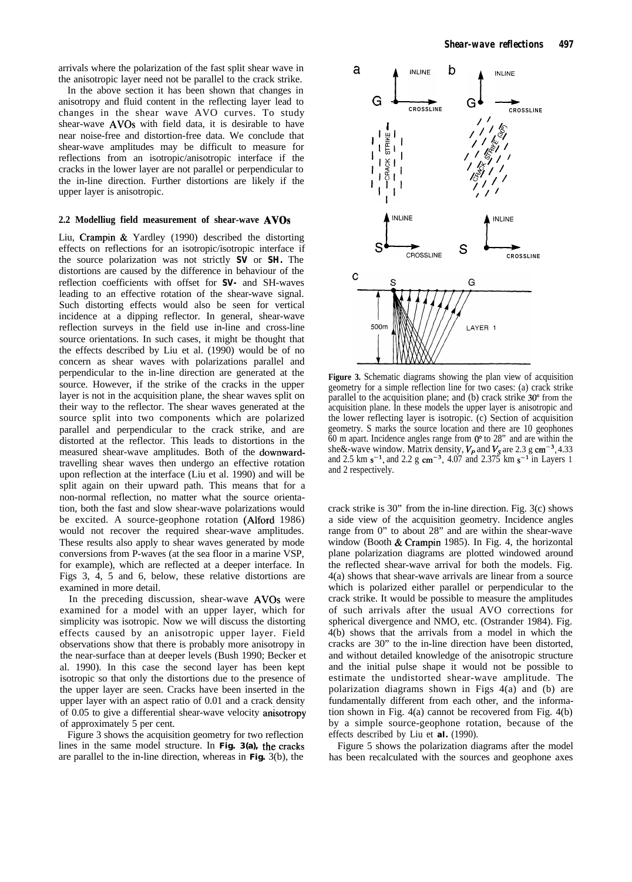arrivals where the polarization of the fast split shear wave in the anisotropic layer need not be parallel to the crack strike.

In the above section it has been shown that changes in anisotropy and fluid content in the reflecting layer lead to changes in the shear wave AVO curves. To study shear-wave AVOs with field data, it is desirable to have near noise-free and distortion-free data. We conclude that shear-wave amplitudes may be difficult to measure for reflections from an isotropic/anisotropic interface if the cracks in the lower layer are not parallel or perpendicular to the in-line direction. Further distortions are likely if the upper layer is anisotropic.

### 2.2 Modelling field measurement of shear-wave AVOs

Liu, Crampin & Yardley (1990) described the distorting effects on reflections for an isotropic/isotropic interface if the source polarization was not strictly **SV** or **SH**. The distortions are caused by the difference in behaviour of the reflection coefficients with offset for **SV**- and SH-waves leading to an effective rotation of the shear-wave signal. Such distorting effects would also be seen for vertical incidence at a dipping reflector. In general, shear-wave reflection surveys in the field use in-line and cross-line source orientations. In such cases, it might be thought that the effects described by Liu et al. (1990) would be of no concern as shear waves with polarizations parallel and perpendicular to the in-line direction are generated at the source. However, if the strike of the cracks in the upper layer is not in the acquisition plane, the shear waves split on their way to the reflector. The shear waves generated at the source split into two components which are polarized parallel and perpendicular to the crack strike, and are distorted at the reflector. This leads to distortions in the measured shear-wave amplitudes. Both of the downward-travelling shear waves then undergo an effective rotation upon reflection at the interface (Liu et al. 1990) and will be split again on their upward path. This means that for a non-normal reflection, no matter what the source orientation, both the fast and slow shear-wave polarizations would be excited. A source-geophone rotation (Alford 1986) would not recover the required shear-wave amplitudes. These results also apply to shear waves generated by mode conversions from P-waves (at the sea floor in a marine VSP, for example), which are reflected at a deeper interface. In Figs 3, 4, 5 and 6, below, these relative distortions are examined in more detail.

In the preceding discussion, shear-wave AVOs were examined for a model with an upper layer, which for simplicity was isotropic. Now we will discuss the distorting effects caused by an anisotropic upper layer. Field observations show that there is probably more anisotropy in the near-surface than at deeper levels (Bush 1990; Becker et al. 1990). In this case the second layer has been kept isotropic so that only the distortions due to the presence of the upper layer are seen. Cracks have been inserted in the upper layer with an aspect ratio of 0.01 and a crack density of 0.05 to give a differential shear-wave velocity anisotropy of approximately 5 per cent.

Figure 3 shows the acquisition geometry for two reflection lines in the same model structure. In **Fig. 3(a)**, the cracks are parallel to the in-line direction, whereas in **Fig.** 3(b), the crack strike is 30° from the in-line direction. Fig. 3(c) shows a side view of the acquisition geometry. Incidence angles range from 0° to about 28° and are within the shear-wave window (Booth & Crampin 1985). In Fig. 4, the horizontal plane polarization diagrams are plotted windowed around the reflected shear-wave arrival for both the models. Fig. 4(a) shows that shear-wave arrivals are linear from a source which is polarized either parallel or perpendicular to the crack strike. It would be possible to measure the amplitudes of such arrivals after the usual AVO corrections for spherical divergence and NMO, etc. (Ostrander 1984). Fig. 4(b) shows that the arrivals from a model in which the cracks are 30° to the in-line direction have been distorted, and without detailed knowledge of the anisotropic structure and the initial pulse shape it would not be possible to estimate the undistorted shear-wave amplitude. The polarization diagrams shown in Figs 4(a) and (b) are fundamentally different from each other, and the information shown in Fig. 4(a) cannot be recovered from Fig. 4(b) by a simple source-geophone rotation, because of the effects described by Liu et **al.** (1990).

Figure 5 shows the polarization diagrams after the model has been recalculated with the sources and geophone axes

**Figure 3.** Schematic diagrams showing the plan view of acquisition geometry for a simple reflection line for two cases: (a) crack strike parallel to the acquisition plane; and (b) crack strike 30° from the acquisition plane. In these models the upper layer is anisotropic and the lower reflecting layer is isotropic. (c) Section of acquisition geometry. S marks the source location and there are 10 geophones 60 m apart. Incidence angles range from 0° to 28° and are within the shear-wave window. Matrix density, $V_P$ and $V_S$ are 2.3 g cm$^{-3}$, 4.33 and 2.5 km s$^{-1}$, and 2.2 g cm$^{-3}$, 4.07 and 2.375 km s$^{-1}$ in Layers 1 and 2 respectively.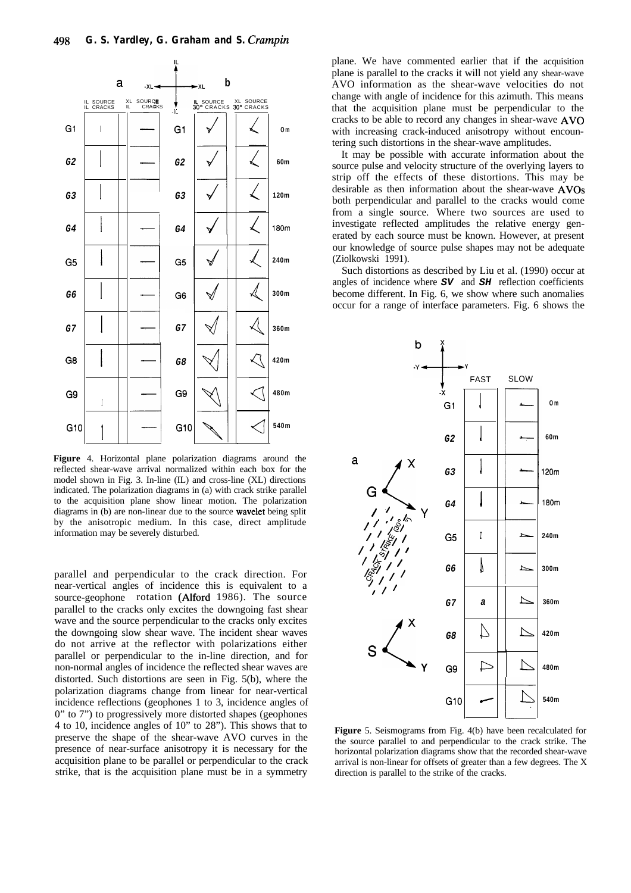**Figure** 4. Horizontal plane polarization diagrams around the reflected shear-wave arrival normalized within each box for the model shown in Fig. 3. In-line (IL) and cross-line (XL) directions indicated. The polarization diagrams in (a) with crack strike parallel to the acquisition plane show linear motion. The polarization diagrams in (b) are non-linear due to the source wavelet being split by the anisotropic medium. In this case, direct amplitude information may be severely disturbed.

parallel and perpendicular to the crack direction. For near-vertical angles of incidence this is equivalent to a source-geophone rotation (Alford 1986). The source parallel to the cracks only excites the downgoing fast shear wave and the source perpendicular to the cracks only excites the downgoing slow shear wave. The incident shear waves do not arrive at the reflector with polarizations either parallel or perpendicular to the in-line direction, and for non-normal angles of incidence the reflected shear waves are distorted. Such distortions are seen in Fig. 5(b), where the polarization diagrams change from linear for near-vertical incidence reflections (geophones 1 to 3, incidence angles of 0" to 7") to progressively more distorted shapes (geophones 4 to 10, incidence angles of 10" to 28"). This shows that to preserve the shape of the shear-wave AVO curves in the presence of near-surface anisotropy it is necessary for the acquisition plane to be parallel or perpendicular to the crack strike, that is the acquisition plane must be in a symmetry plane. We have commented earlier that if the acquisition plane is parallel to the cracks it will not yield any shear-wave AVO information as the shear-wave velocities do not change with angle of incidence for this azimuth. This means that the acquisition plane must be perpendicular to the cracks to be able to record any changes in shear-wave AVO with increasing crack-induced anisotropy without encountering such distortions in the shear-wave amplitudes.

It may be possible with accurate information about the source pulse and velocity structure of the overlying layers to strip off the effects of these distortions. This may be desirable as then information about the shear-wave AVOs both perpendicular and parallel to the cracks would come from a single source. Where two sources are used to investigate reflected amplitudes the relative energy generated by each source must be known. However, at present our knowledge of source pulse shapes may not be adequate (Ziolkowski 1991).

Such distortions as described by Liu et al. (1990) occur at angles of incidence where *SV* and *SH* reflection coefficients become different. In Fig. 6, we show where such anomalies occur for a range of interface parameters. Fig. 6 shows the

**Figure** 5. Seismograms from Fig. 4(b) have been recalculated for the source parallel to and perpendicular to the crack strike. The horizontal polarization diagrams show that the recorded shear-wave arrival is non-linear for offsets of greater than a few degrees. The X direction is parallel to the strike of the cracks.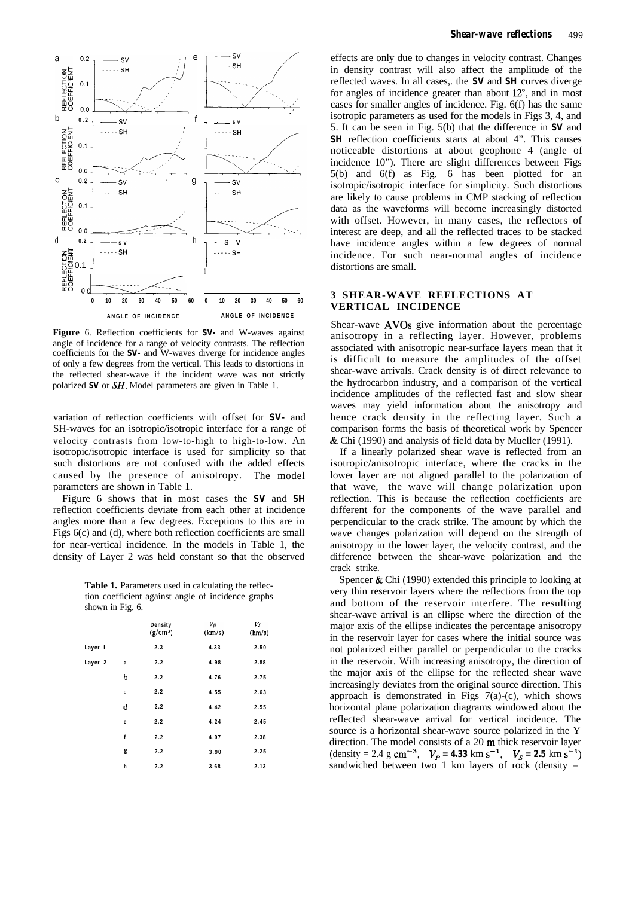**Figure 6.** Reflection coefficients for **SV-** and W-waves against angle of incidence for a range of velocity contrasts. The reflection coefficients for the **SV-** and W-waves diverge for incidence angles of only a few degrees from the vertical. This leads to distortions in the reflected shear-wave if the incident wave was not strictly polarized **SV** or *SH*. Model parameters are given in Table 1.

variation of reflection coefficients with offset for **SV-** and SH-waves for an isotropic/isotropic interface for a range of velocity contrasts from low-to-high to high-to-low. An isotropic/isotropic interface is used for simplicity so that such distortions are not confused with the added effects caused by the presence of anisotropy. The model parameters are shown in Table 1.

Figure 6 shows that in most cases the **SV** and **SH** reflection coefficients deviate from each other at incidence angles more than a few degrees. Exceptions to this are in Figs 6(c) and (d), where both reflection coefficients are small for near-vertical incidence. In the models in Table 1, the density of Layer 2 was held constant so that the observed effects are only due to changes in velocity contrast. Changes in density contrast will also affect the amplitude of the reflected waves. In all cases,. the **SV** and **SH** curves diverge for angles of incidence greater than about 12°, and in most cases for smaller angles of incidence. Fig. 6(f) has the same isotropic parameters as used for the models in Figs 3, 4, and 5. It can be seen in Fig. 5(b) that the difference in **SV** and **SH** reflection coefficients starts at about 4". This causes noticeable distortions at about geophone 4 (angle of incidence 10"). There are slight differences between Figs 5(b) and 6(f) as Fig. 6 has been plotted for an isotropic/isotropic interface for simplicity. Such distortions are likely to cause problems in CMP stacking of reflection data as the waveforms will become increasingly distorted with offset. However, in many cases, the reflectors of interest are deep, and all the reflected traces to be stacked have incidence angles within a few degrees of normal incidence. For such near-normal angles of incidence distortions are small.

**Table 1.** Parameters used in calculating the reflection coefficient against angle of incidence graphs shown in Fig. 6.

| | | Density (g/cm³) | $V_P$ (km/s) | $V_S$ (km/s) |
|---|---|---|---|---|
| Layer 1 | | 2.3 | 4.33 | 2.50 |
| Layer 2 | a | 2.2 | 4.98 | 2.88 |
| | b | 2.2 | 4.76 | 2.75 |
| | c | 2.2 | 4.55 | 2.63 |
| | d | 2.2 | 4.42 | 2.55 |
| | e | 2.2 | 4.24 | 2.45 |
| | f | 2.2 | 4.07 | 2.38 |
| | g | 2.2 | 3.90 | 2.25 |
| | h | 2.2 | 3.68 | 2.13 |

## 3 SHEAR-WAVE REFLECTIONS AT VERTICAL INCIDENCE

Shear-wave AVOs give information about the percentage anisotropy in a reflecting layer. However, problems associated with anisotropic near-surface layers mean that it is difficult to measure the amplitudes of the offset shear-wave arrivals. Crack density is of direct relevance to the hydrocarbon industry, and a comparison of the vertical incidence amplitudes of the reflected fast and slow shear waves may yield information about the anisotropy and hence crack density in the reflecting layer. Such a comparison forms the basis of theoretical work by Spencer & Chi (1990) and analysis of field data by Mueller (1991).

If a linearly polarized shear wave is reflected from an isotropic/anisotropic interface, where the cracks in the lower layer are not aligned parallel to the polarization of that wave, the wave will change polarization upon reflection. This is because the reflection coefficients are different for the components of the wave parallel and perpendicular to the crack strike. The amount by which the wave changes polarization will depend on the strength of anisotropy in the lower layer, the velocity contrast, and the difference between the shear-wave polarization and the crack strike.

Spencer & Chi (1990) extended this principle to looking at very thin reservoir layers where the reflections from the top and bottom of the reservoir interfere. The resulting shear-wave arrival is an ellipse where the direction of the major axis of the ellipse indicates the percentage anisotropy in the reservoir layer for cases where the initial source was not polarized either parallel or perpendicular to the cracks in the reservoir. With increasing anisotropy, the direction of the major axis of the ellipse for the reflected shear wave increasingly deviates from the original source direction. This approach is demonstrated in Figs 7(a)-(c), which shows horizontal plane polarization diagrams windowed about the reflected shear-wave arrival for vertical incidence. The source is a horizontal shear-wave source polarized in the Y direction. The model consists of a 20 m thick reservoir layer (density = 2.4 g $cm^{-3}$, $V_P$ = 4.33 km $s^{-1}$, $V_S$ = 2.5 km $s^{-1}$) sandwiched between two 1 km layers of rock (density =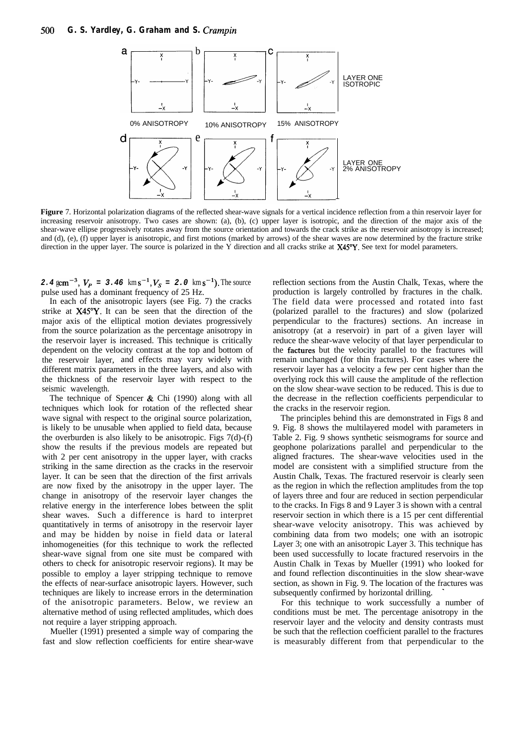a b c

X

-Y- -Y

-X

LAYER ONE ISOTROPIC

0% ANISOTROPY 10% ANISOTROPY 15% ANISOTROPY

d e f

LAYER ONE 2% ANISOTROPY

**Figure** 7. Horizontal polarization diagrams of the reflected shear-wave signals for a vertical incidence reflection from a thin reservoir layer for increasing reservoir anisotropy. Two cases are shown: (a), (b), (c) upper layer is isotropic, and the direction of the major axis of the shear-wave ellipse progressively rotates away from the source orientation and towards the crack strike as the reservoir anisotropy is increased; and (d), (e), (f) upper layer is anisotropic, and first motions (marked by arrows) of the shear waves are now determined by the fracture strike direction in the upper layer. The source is polarized in the Y direction and all cracks strike at X45°Y. See text for model parameters.

$2.4\ \mathrm{g\,cm^{-3}}$, $V_P = 3.46\ \mathrm{km\,s^{-1}}$, $V_S = 2.0\ \mathrm{km\,s^{-1}}$). The source pulse used has a dominant frequency of 25 Hz.

In each of the anisotropic layers (see Fig. 7) the cracks strike at X45°Y. It can be seen that the direction of the major axis of the elliptical motion deviates progressively from the source polarization as the percentage anisotropy in the reservoir layer is increased. This technique is critically dependent on the velocity contrast at the top and bottom of the reservoir layer, and effects may vary widely with different matrix parameters in the three layers, and also with the thickness of the reservoir layer with respect to the seismic wavelength.

The technique of Spencer & Chi (1990) along with all techniques which look for rotation of the reflected shear wave signal with respect to the original source polarization, is likely to be unusable when applied to field data, because the overburden is also likely to be anisotropic. Figs 7(d)-(f) show the results if the previous models are repeated but with 2 per cent anisotropy in the upper layer, with cracks striking in the same direction as the cracks in the reservoir layer. It can be seen that the direction of the first arrivals are now fixed by the anisotropy in the upper layer. The change in anisotropy of the reservoir layer changes the relative energy in the interference lobes between the split shear waves. Such a difference is hard to interpret quantitatively in terms of anisotropy in the reservoir layer and may be hidden by noise in field data or lateral inhomogeneities (for this technique to work the reflected shear-wave signal from one site must be compared with others to check for anisotropic reservoir regions). It may be possible to employ a layer stripping technique to remove the effects of near-surface anisotropic layers. However, such techniques are likely to increase errors in the determination of the anisotropic parameters. Below, we review an alternative method of using reflected amplitudes, which does not require a layer stripping approach.

Mueller (1991) presented a simple way of comparing the fast and slow reflection coefficients for entire shear-wave reflection sections from the Austin Chalk, Texas, where the production is largely controlled by fractures in the chalk. The field data were processed and rotated into fast (polarized parallel to the fractures) and slow (polarized perpendicular to the fractures) sections. An increase in anisotropy (at a reservoir) in part of a given layer will reduce the shear-wave velocity of that layer perpendicular to the factures but the velocity parallel to the fractures will remain unchanged (for thin fractures). For cases where the reservoir layer has a velocity a few per cent higher than the overlying rock this will cause the amplitude of the reflection on the slow shear-wave section to be reduced. This is due to the decrease in the reflection coefficients perpendicular to the cracks in the reservoir region.

The principles behind this are demonstrated in Figs 8 and 9. Fig. 8 shows the multilayered model with parameters in Table 2. Fig. 9 shows synthetic seismograms for source and geophone polarizations parallel and perpendicular to the aligned fractures. The shear-wave velocities used in the model are consistent with a simplified structure from the Austin Chalk, Texas. The fractured reservoir is clearly seen as the region in which the reflection amplitudes from the top of layers three and four are reduced in section perpendicular to the cracks. In Figs 8 and 9 Layer 3 is shown with a central reservoir section in which there is a 15 per cent differential shear-wave velocity anisotropy. This was achieved by combining data from two models; one with an isotropic Layer 3; one with an anisotropic Layer 3. This technique has been used successfully to locate fractured reservoirs in the Austin Chalk in Texas by Mueller (1991) who looked for and found reflection discontinuities in the slow shear-wave section, as shown in Fig. 9. The location of the fractures was subsequently confirmed by horizontal drilling.

For this technique to work successfully a number of conditions must be met. The percentage anisotropy in the reservoir layer and the velocity and density contrasts must be such that the reflection coefficient parallel to the fractures is measurably different from that perpendicular to the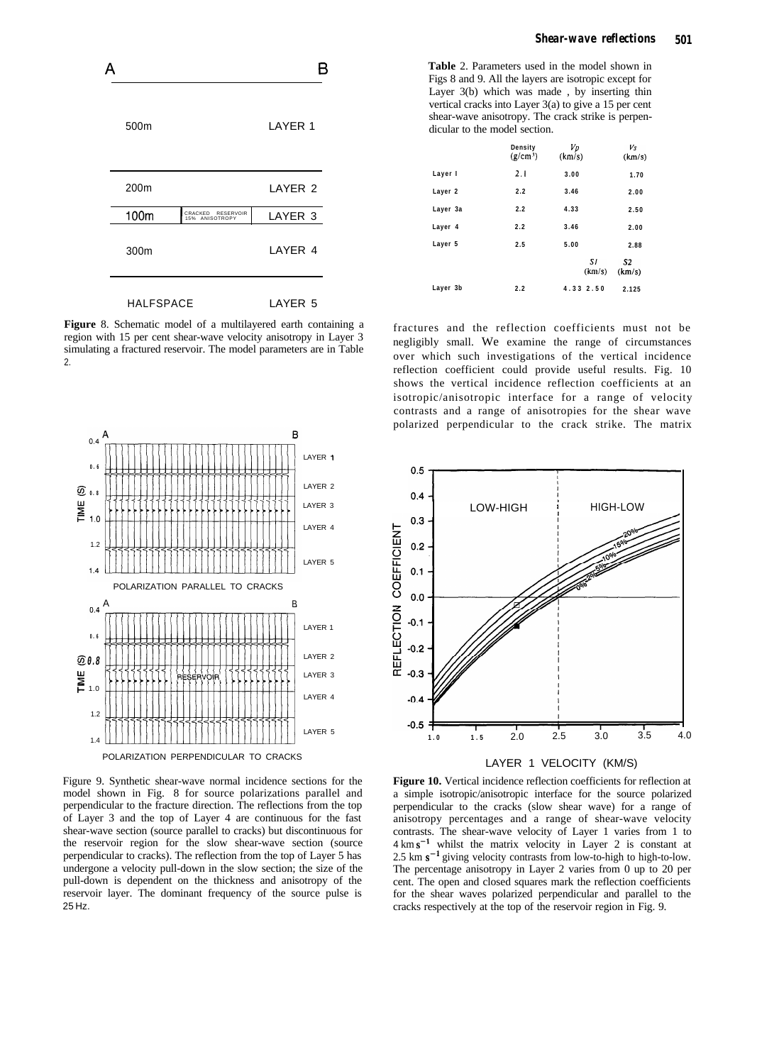**Figure** 8. Schematic model of a multilayered earth containing a region with 15 per cent shear-wave velocity anisotropy in Layer 3 simulating a fractured reservoir. The model parameters are in Table 2.

Figure 9. Synthetic shear-wave normal incidence sections for the model shown in Fig. 8 for source polarizations parallel and perpendicular to the fracture direction. The reflections from the top of Layer 3 and the top of Layer 4 are continuous for the fast shear-wave section (source parallel to cracks) but discontinuous for the reservoir region for the slow shear-wave section (source perpendicular to cracks). The reflection from the top of Layer 5 has undergone a velocity pull-down in the slow section; the size of the pull-down is dependent on the thickness and anisotropy of the reservoir layer. The dominant frequency of the source pulse is 25 Hz.

**Table** 2. Parameters used in the model shown in Figs 8 and 9. All the layers are isotropic except for Layer 3(b) which was made , by inserting thin vertical cracks into Layer 3(a) to give a 15 per cent shear-wave anisotropy. The crack strike is perpendicular to the model section.

| | Density ($g/cm^3$) | $Vp$ (km/s) | $Vs$ (km/s) |
|---|---|---|---|
| Layer 1 | 2.1 | 3.00 | 1.70 |
| Layer 2 | 2.2 | 3.46 | 2.00 |
| Layer 3a | 2.2 | 4.33 | 2.50 |
| Layer 4 | 2.2 | 3.46 | 2.00 |
| Layer 5 | 2.5 | 5.00 | 2.88 |
| | | $S1$ (km/s) | $S2$ (km/s) |
| Layer 3b | 2.2 | 4.33 2.50 | 2.125 |

fractures and the reflection coefficients must not be negligibly small. We examine the range of circumstances over which such investigations of the vertical incidence reflection coefficient could provide useful results. Fig. 10 shows the vertical incidence reflection coefficients at an isotropic/anisotropic interface for a range of velocity contrasts and a range of anisotropies for the shear wave polarized perpendicular to the crack strike. The matrix

**Figure 10.** Vertical incidence reflection coefficients for reflection at a simple isotropic/anisotropic interface for the source polarized perpendicular to the cracks (slow shear wave) for a range of anisotropy percentages and a range of shear-wave velocity contrasts. The shear-wave velocity of Layer 1 varies from 1 to 4 km $s^{-1}$ whilst the matrix velocity in Layer 2 is constant at 2.5 km $s^{-1}$ giving velocity contrasts from low-to-high to high-to-low. The percentage anisotropy in Layer 2 varies from 0 up to 20 per cent. The open and closed squares mark the reflection coefficients for the shear waves polarized perpendicular and parallel to the cracks respectively at the top of the reservoir region in Fig. 9.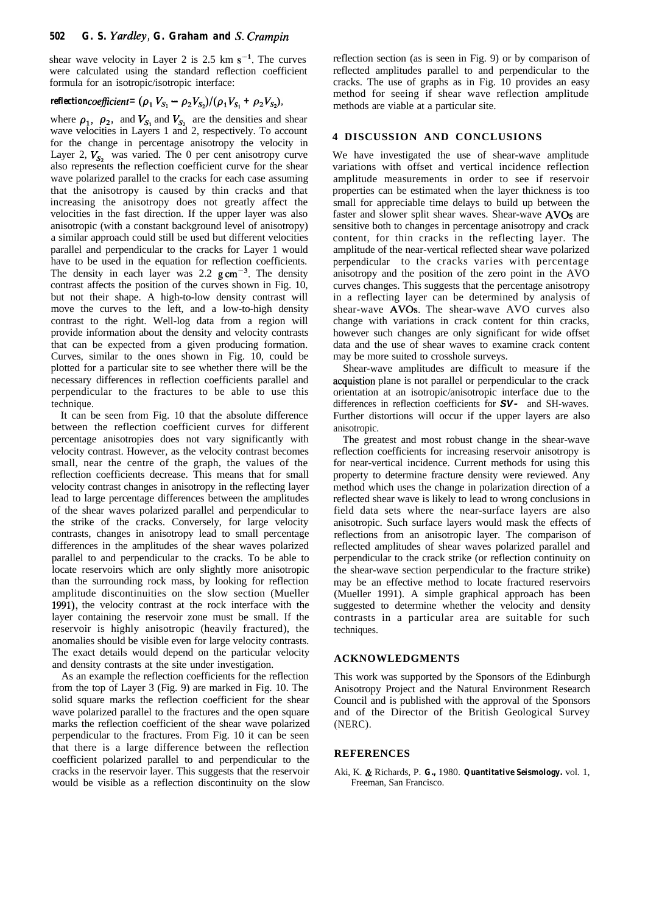shear wave velocity in Layer 2 is 2.5 km $s^{-1}$. The curves were calculated using the standard reflection coefficient formula for an isotropic/isotropic interface:

$$\text{reflection coefficient} = (\rho_1 V_{S_1} - \rho_2 V_{S_2})/(\rho_1 V_{S_1} + \rho_2 V_{S_2}),$$

where $\rho_1$, $\rho_2$, and $V_{S_1}$ and $V_{S_2}$ are the densities and shear wave velocities in Layers 1 and 2, respectively. To account for the change in percentage anisotropy the velocity in Layer 2, $V_{S_2}$ was varied. The 0 per cent anisotropy curve also represents the reflection coefficient curve for the shear wave polarized parallel to the cracks for each case assuming that the anisotropy is caused by thin cracks and that increasing the anisotropy does not greatly affect the velocities in the fast direction. If the upper layer was also anisotropic (with a constant background level of anisotropy) a similar approach could still be used but different velocities parallel and perpendicular to the cracks for Layer 1 would have to be used in the equation for reflection coefficients. The density in each layer was 2.2 g $cm^{-3}$. The density contrast affects the position of the curves shown in Fig. 10, but not their shape. A high-to-low density contrast will move the curves to the left, and a low-to-high density contrast to the right. Well-log data from a region will provide information about the density and velocity contrasts that can be expected from a given producing formation. Curves, similar to the ones shown in Fig. 10, could be plotted for a particular site to see whether there will be the necessary differences in reflection coefficients parallel and perpendicular to the fractures to be able to use this technique.

It can be seen from Fig. 10 that the absolute difference between the reflection coefficient curves for different percentage anisotropies does not vary significantly with velocity contrast. However, as the velocity contrast becomes small, near the centre of the graph, the values of the reflection coefficients decrease. This means that for small velocity contrast changes in anisotropy in the reflecting layer lead to large percentage differences between the amplitudes of the shear waves polarized parallel and perpendicular to the strike of the cracks. Conversely, for large velocity contrasts, changes in anisotropy lead to small percentage differences in the amplitudes of the shear waves polarized parallel to and perpendicular to the cracks. To be able to locate reservoirs which are only slightly more anisotropic than the surrounding rock mass, by looking for reflection amplitude discontinuities on the slow section (Mueller 1991), the velocity contrast at the rock interface with the layer containing the reservoir zone must be small. If the reservoir is highly anisotropic (heavily fractured), the anomalies should be visible even for large velocity contrasts. The exact details would depend on the particular velocity and density contrasts at the site under investigation.

As an example the reflection coefficients for the reflection from the top of Layer 3 (Fig. 9) are marked in Fig. 10. The solid square marks the reflection coefficient for the shear wave polarized parallel to the fractures and the open square marks the reflection coefficient of the shear wave polarized perpendicular to the fractures. From Fig. 10 it can be seen that there is a large difference between the reflection coefficient polarized parallel to and perpendicular to the cracks in the reservoir layer. This suggests that the reservoir would be visible as a reflection discontinuity on the slow reflection section (as is seen in Fig. 9) or by comparison of reflected amplitudes parallel to and perpendicular to the cracks. The use of graphs as in Fig. 10 provides an easy method for seeing if shear wave reflection amplitude methods are viable at a particular site.

## 4 DISCUSSION AND CONCLUSIONS

We have investigated the use of shear-wave amplitude variations with offset and vertical incidence reflection amplitude measurements in order to see if reservoir properties can be estimated when the layer thickness is too small for appreciable time delays to build up between the faster and slower split shear waves. Shear-wave AVOs are sensitive both to changes in percentage anisotropy and crack content, for thin cracks in the reflecting layer. The amplitude of the near-vertical reflected shear wave polarized perpendicular to the cracks varies with percentage anisotropy and the position of the zero point in the AVO curves changes. This suggests that the percentage anisotropy in a reflecting layer can be determined by analysis of shear-wave AVOs. The shear-wave AVO curves also change with variations in crack content for thin cracks, however such changes are only significant for wide offset data and the use of shear waves to examine crack content may be more suited to crosshole surveys.

Shear-wave amplitudes are difficult to measure if the acquistion plane is not parallel or perpendicular to the crack orientation at an isotropic/anisotropic interface due to the differences in reflection coefficients for *SV*- and SH-waves. Further distortions will occur if the upper layers are also anisotropic.

The greatest and most robust change in the shear-wave reflection coefficients for increasing reservoir anisotropy is for near-vertical incidence. Current methods for using this property to determine fracture density were reviewed. Any method which uses the change in polarization direction of a reflected shear wave is likely to lead to wrong conclusions in field data sets where the near-surface layers are also anisotropic. Such surface layers would mask the effects of reflections from an anisotropic layer. The comparison of reflected amplitudes of shear waves polarized parallel and perpendicular to the crack strike (or reflection continuity on the shear-wave section perpendicular to the fracture strike) may be an effective method to locate fractured reservoirs (Mueller 1991). A simple graphical approach has been suggested to determine whether the velocity and density contrasts in a particular area are suitable for such techniques.

## ACKNOWLEDGMENTS

This work was supported by the Sponsors of the Edinburgh Anisotropy Project and the Natural Environment Research Council and is published with the approval of the Sponsors and of the Director of the British Geological Survey (NERC).

## REFERENCES

Aki, K. & Richards, P. G., 1980. *Quantitative Seismology*. vol. 1, Freeman, San Francisco.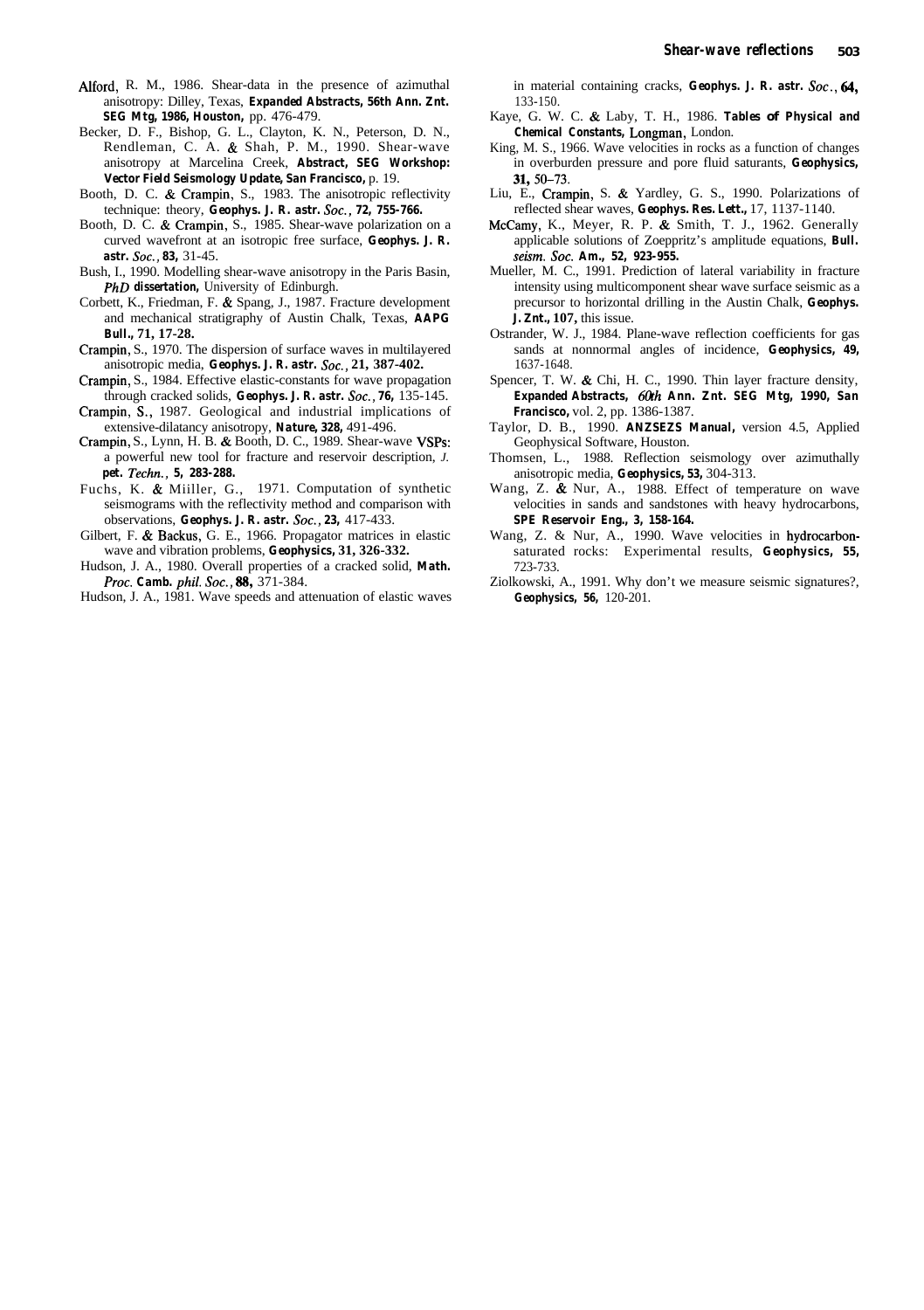Alford, R. M., 1986. Shear-data in the presence of azimuthal anisotropy: Dilley, Texas, **Expanded Abstracts, 56th Ann. Znt. SEG Mtg, 1986, Houston,** pp. 476-479.

Becker, D. F., Bishop, G. L., Clayton, K. N., Peterson, D. N., Rendleman, C. A. & Shah, P. M., 1990. Shear-wave anisotropy at Marcelina Creek, **Abstract, SEG Workshop: Vector Field Seismology Update, San Francisco,** p. 19.

Booth, D. C. & Crampin, S., 1983. The anisotropic reflectivity technique: theory, **Geophys. J. R. astr. Soc., 72, 755-766.**

Booth, D. C. & Crampin, S., 1985. Shear-wave polarization on a curved wavefront at an isotropic free surface, **Geophys. J. R. astr. Soc., 83,** 31-45.

Bush, I., 1990. Modelling shear-wave anisotropy in the Paris Basin, **PhD dissertation,** University of Edinburgh.

Corbett, K., Friedman, F. & Spang, J., 1987. Fracture development and mechanical stratigraphy of Austin Chalk, Texas, **AAPG Bull., 71, 17-28.**

Crampin, S., 1970. The dispersion of surface waves in multilayered anisotropic media, **Geophys. J. R. astr. Soc., 21, 387-402.**

Crampin, S., 1984. Effective elastic-constants for wave propagation through cracked solids, **Geophys. J. R. astr. Soc., 76,** 135-145.

Crampin, S., 1987. Geological and industrial implications of extensive-dilatancy anisotropy, **Nature, 328,** 491-496.

Crampin, S., Lynn, H. B. & Booth, D. C., 1989. Shear-wave VSPs: a powerful new tool for fracture and reservoir description, **J. pet. Techn., 5, 283-288.**

Fuchs, K. & Miiller, G., 1971. Computation of synthetic seismograms with the reflectivity method and comparison with observations, **Geophys. J. R. astr. Soc., 23,** 417-433.

Gilbert, F. & Backus, G. E., 1966. Propagator matrices in elastic wave and vibration problems, **Geophysics, 31, 326-332.**

Hudson, J. A., 1980. Overall properties of a cracked solid, **Math. Proc. Camb. phil. Soc., 88,** 371-384.

Hudson, J. A., 1981. Wave speeds and attenuation of elastic waves in material containing cracks, **Geophys. J. R. astr. Soc., 64,** 133-150.

Kaye, G. W. C. & Laby, T. H., 1986. **Tables of Physical and Chemical Constants,** Longman, London.

King, M. S., 1966. Wave velocities in rocks as a function of changes in overburden pressure and pore fluid saturants, **Geophysics, 31,** 50–73.

Liu, E., Crampin, S. & Yardley, G. S., 1990. Polarizations of reflected shear waves, **Geophys. Res. Lett.,** 17, 1137-1140.

McCamy, K., Meyer, R. P. & Smith, T. J., 1962. Generally applicable solutions of Zoeppritz's amplitude equations, **Bull. seism. Soc. Am., 52, 923-955.**

Mueller, M. C., 1991. Prediction of lateral variability in fracture intensity using multicomponent shear wave surface seismic as a precursor to horizontal drilling in the Austin Chalk, **Geophys. J. Znt., 107,** this issue.

Ostrander, W. J., 1984. Plane-wave reflection coefficients for gas sands at nonnormal angles of incidence, **Geophysics, 49,** 1637-1648.

Spencer, T. W. & Chi, H. C., 1990. Thin layer fracture density, **Expanded Abstracts, 60th Ann. Znt. SEG Mtg, 1990, San Francisco,** vol. 2, pp. 1386-1387.

Taylor, D. B., 1990. **ANZSEZS Manual,** version 4.5, Applied Geophysical Software, Houston.

Thomsen, L., 1988. Reflection seismology over azimuthally anisotropic media, **Geophysics, 53,** 304-313.

Wang, Z. & Nur, A., 1988. Effect of temperature on wave velocities in sands and sandstones with heavy hydrocarbons, **SPE Reservoir Eng., 3, 158-164.**

Wang, Z. & Nur, A., 1990. Wave velocities in hydrocarbon-saturated rocks: Experimental results, **Geophysics, 55,** 723-733.

Ziolkowski, A., 1991. Why don't we measure seismic signatures?, **Geophysics, 56,** 120-201.